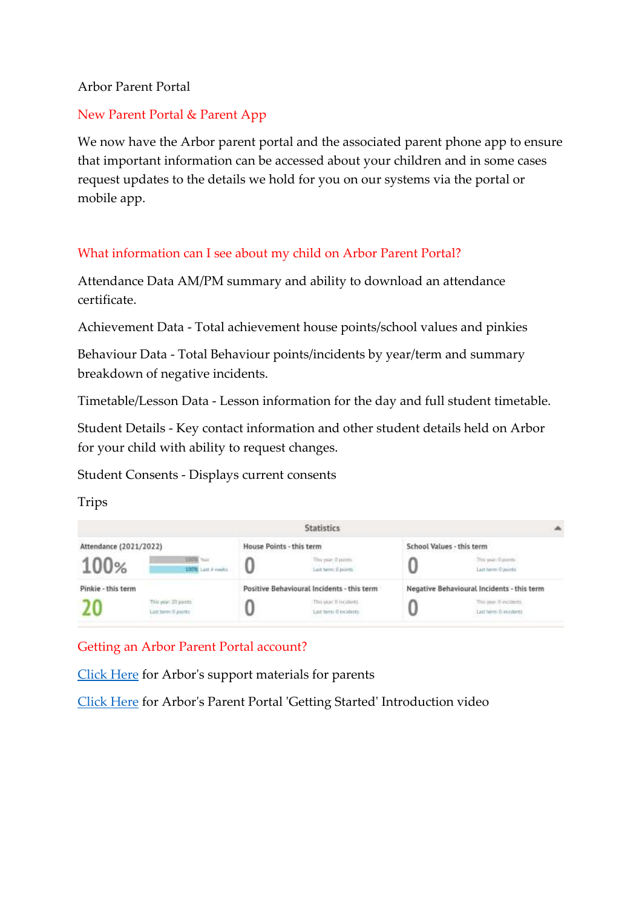Arbor Parent Portal

## New Parent Portal & Parent App

We now have the Arbor parent portal and the associated parent phone app to ensure that important information can be accessed about your children and in some cases request updates to the details we hold for you on our systems via the portal or mobile app.

## What information can I see about my child on Arbor Parent Portal?

Attendance Data AM/PM summary and ability to download an attendance certificate.

Achievement Data - Total achievement house points/school values and pinkies

Behaviour Data - Total Behaviour points/incidents by year/term and summary breakdown of negative incidents.

Timetable/Lesson Data - Lesson information for the day and full student timetable.

Student Details - Key contact information and other student details held on Arbor for your child with ability to request changes.

Student Consents - Displays current consents

Trips

**Statistics**

| Attendance (2021/2022) | House Points - this term | School Values - this term |
|---|---|---|
| 100% (100% Year; 100% Last 4 weeks) | 0 (This year: 0 points; Last term: 0 points) | 0 (This year: 0 points; Last term: 0 points) |
| **Pinkie - this term** | **Positive Behavioural Incidents - this term** | **Negative Behavioural Incidents - this term** |
| 20 (This year: 20 points; Last term: 0 points) | 0 (This year: 0 incidents; Last term: 0 incidents) | 0 (This year: 0 incidents; Last term: 0 incidents) |

## Getting an Arbor Parent Portal account?

[Click Here](#) for Arbor's support materials for parents

[Click Here](#) for Arbor's Parent Portal 'Getting Started' Introduction video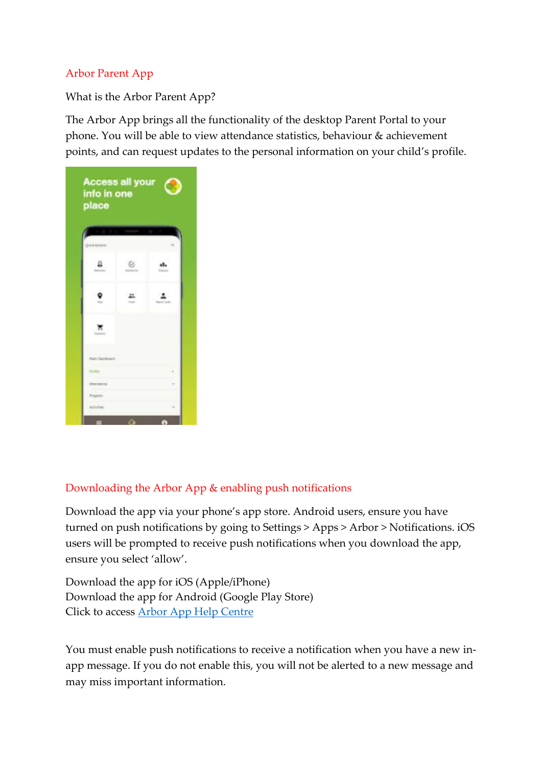## Arbor Parent App

What is the Arbor Parent App?

The Arbor App brings all the functionality of the desktop Parent Portal to your phone. You will be able to view attendance statistics, behaviour & achievement points, and can request updates to the personal information on your child's profile.

## Downloading the Arbor App & enabling push notifications

Download the app via your phone's app store. Android users, ensure you have turned on push notifications by going to Settings > Apps > Arbor > Notifications. iOS users will be prompted to receive push notifications when you download the app, ensure you select 'allow'.

Download the app for iOS (Apple/iPhone)
Download the app for Android (Google Play Store)
Click to access [Arbor App Help Centre]()

You must enable push notifications to receive a notification when you have a new in-app message. If you do not enable this, you will not be alerted to a new message and may miss important information.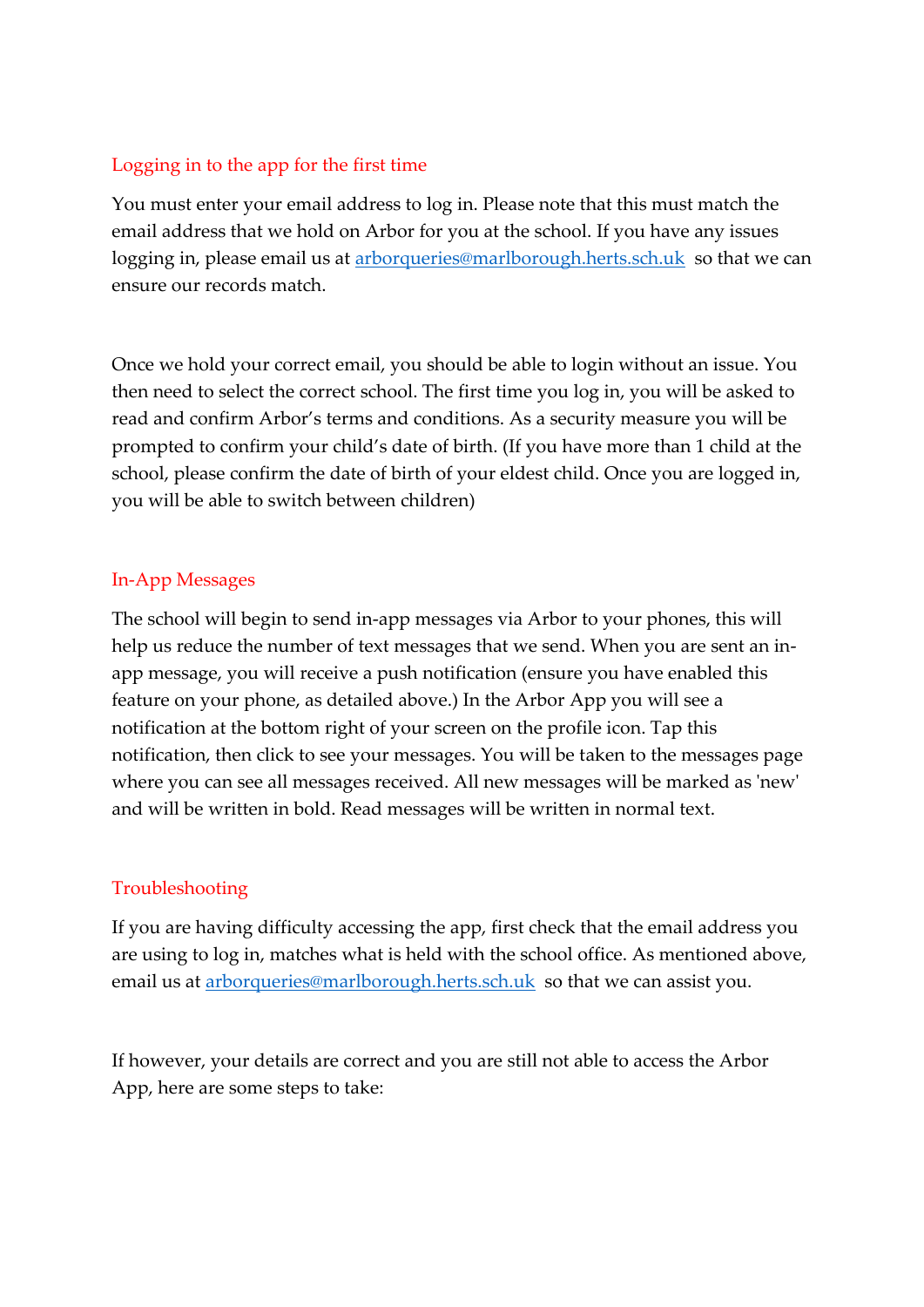## Logging in to the app for the first time

You must enter your email address to log in. Please note that this must match the email address that we hold on Arbor for you at the school. If you have any issues logging in, please email us at [arborqueries@marlborough.herts.sch.uk](mailto:arborqueries@marlborough.herts.sch.uk) so that we can ensure our records match.

Once we hold your correct email, you should be able to login without an issue. You then need to select the correct school. The first time you log in, you will be asked to read and confirm Arbor's terms and conditions. As a security measure you will be prompted to confirm your child's date of birth. (If you have more than 1 child at the school, please confirm the date of birth of your eldest child. Once you are logged in, you will be able to switch between children)

## In-App Messages

The school will begin to send in-app messages via Arbor to your phones, this will help us reduce the number of text messages that we send. When you are sent an in-app message, you will receive a push notification (ensure you have enabled this feature on your phone, as detailed above.) In the Arbor App you will see a notification at the bottom right of your screen on the profile icon. Tap this notification, then click to see your messages. You will be taken to the messages page where you can see all messages received. All new messages will be marked as 'new' and will be written in bold. Read messages will be written in normal text.

## Troubleshooting

If you are having difficulty accessing the app, first check that the email address you are using to log in, matches what is held with the school office. As mentioned above, email us at [arborqueries@marlborough.herts.sch.uk](mailto:arborqueries@marlborough.herts.sch.uk) so that we can assist you.

If however, your details are correct and you are still not able to access the Arbor App, here are some steps to take: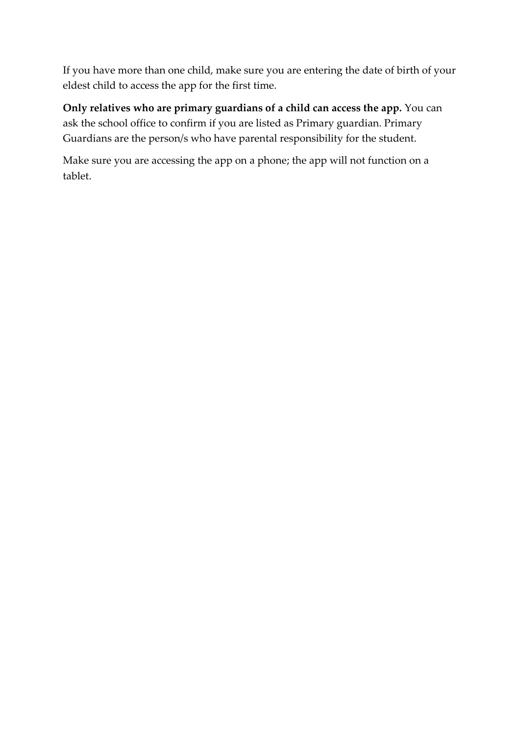If you have more than one child, make sure you are entering the date of birth of your eldest child to access the app for the first time.

**Only relatives who are primary guardians of a child can access the app.** You can ask the school office to confirm if you are listed as Primary guardian. Primary Guardians are the person/s who have parental responsibility for the student.

Make sure you are accessing the app on a phone; the app will not function on a tablet.